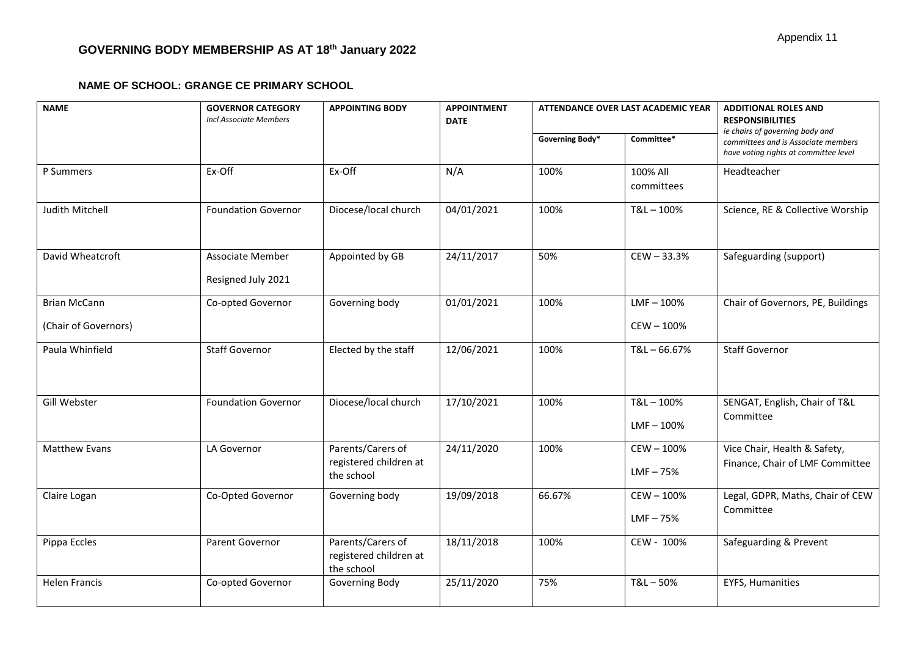Appendix 11

# GOVERNING BODY MEMBERSHIP AS AT 18th January 2022

## NAME OF SCHOOL: GRANGE CE PRIMARY SCHOOL

| NAME | GOVERNOR CATEGORY *Incl Associate Members* | APPOINTING BODY | APPOINTMENT DATE | ATTENDANCE OVER LAST ACADEMIC YEAR | | ADDITIONAL ROLES AND RESPONSIBILITIES *ie chairs of governing body and committees and is Associate members have voting rights at committee level* |
|---|---|---|---|---|---|---|
| | | | | Governing Body* | Committee* | |
| P Summers | Ex-Off | Ex-Off | N/A | 100% | 100% All committees | Headteacher |
| Judith Mitchell | Foundation Governor | Diocese/local church | 04/01/2021 | 100% | T&L – 100% | Science, RE & Collective Worship |
| David Wheatcroft | Associate Member<br>Resigned July 2021 | Appointed by GB | 24/11/2017 | 50% | CEW – 33.3% | Safeguarding (support) |
| Brian McCann<br>(Chair of Governors) | Co-opted Governor | Governing body | 01/01/2021 | 100% | LMF – 100%<br>CEW – 100% | Chair of Governors, PE, Buildings |
| Paula Whinfield | Staff Governor | Elected by the staff | 12/06/2021 | 100% | T&L – 66.67% | Staff Governor |
| Gill Webster | Foundation Governor | Diocese/local church | 17/10/2021 | 100% | T&L – 100%<br>LMF – 100% | SENGAT, English, Chair of T&L Committee |
| Matthew Evans | LA Governor | Parents/Carers of registered children at the school | 24/11/2020 | 100% | CEW – 100%<br>LMF – 75% | Vice Chair, Health & Safety, Finance, Chair of LMF Committee |
| Claire Logan | Co-Opted Governor | Governing body | 19/09/2018 | 66.67% | CEW – 100%<br>LMF – 75% | Legal, GDPR, Maths, Chair of CEW Committee |
| Pippa Eccles | Parent Governor | Parents/Carers of registered children at the school | 18/11/2018 | 100% | CEW - 100% | Safeguarding & Prevent |
| Helen Francis | Co-opted Governor | Governing Body | 25/11/2020 | 75% | T&L – 50% | EYFS, Humanities |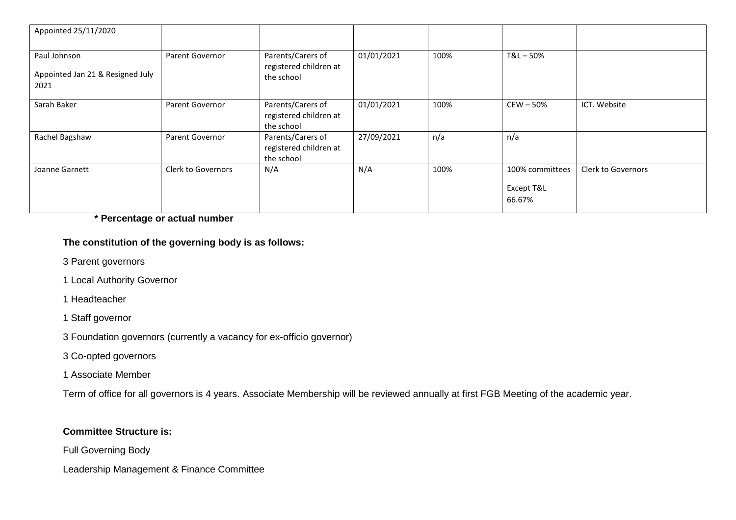| | | | | | | |
|---|---|---|---|---|---|---|
| Appointed 25/11/2020 | | | | | | |
| Paul Johnson<br><br>Appointed Jan 21 & Resigned July 2021 | Parent Governor | Parents/Carers of registered children at the school | 01/01/2021 | 100% | T&L – 50% | |
| Sarah Baker | Parent Governor | Parents/Carers of registered children at the school | 01/01/2021 | 100% | CEW – 50% | ICT. Website |
| Rachel Bagshaw | Parent Governor | Parents/Carers of registered children at the school | 27/09/2021 | n/a | n/a | |
| Joanne Garnett | Clerk to Governors | N/A | N/A | 100% | 100% committees<br><br>Except T&L<br>66.67% | Clerk to Governors |

**\* Percentage or actual number**

**The constitution of the governing body is as follows:**

3 Parent governors

1 Local Authority Governor

1 Headteacher

1 Staff governor

3 Foundation governors (currently a vacancy for ex-officio governor)

3 Co-opted governors

1 Associate Member

Term of office for all governors is 4 years. Associate Membership will be reviewed annually at first FGB Meeting of the academic year.

**Committee Structure is:**

Full Governing Body

Leadership Management & Finance Committee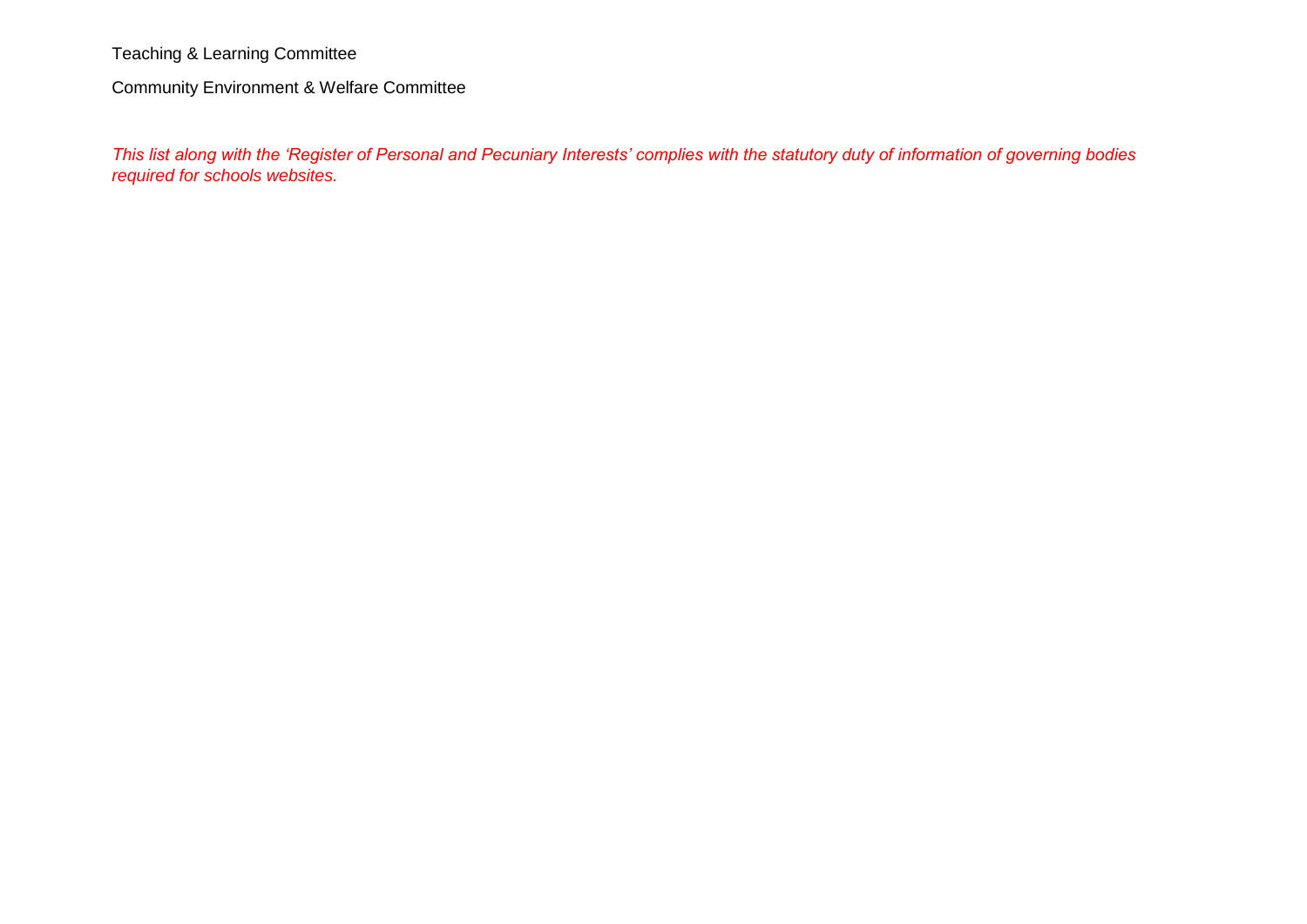Teaching & Learning Committee

Community Environment & Welfare Committee

*This list along with the 'Register of Personal and Pecuniary Interests' complies with the statutory duty of information of governing bodies required for schools websites.*